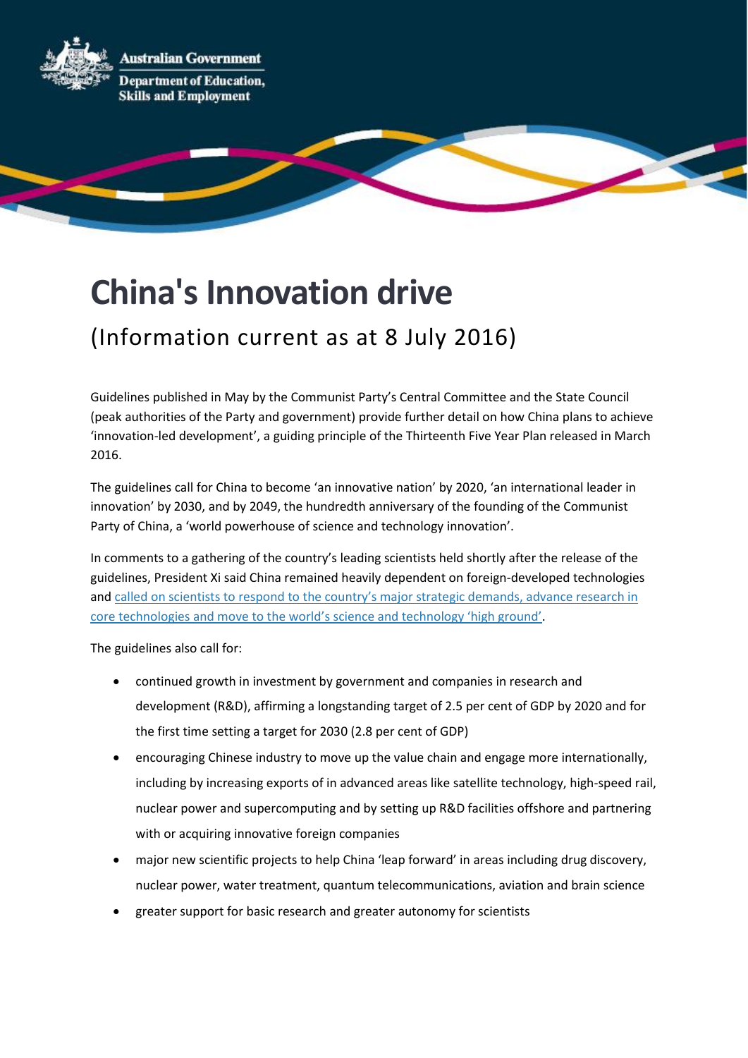Australian Government

Department of Education, Skills and Employment

# China's Innovation drive

## (Information current as at 8 July 2016)

Guidelines published in May by the Communist Party's Central Committee and the State Council (peak authorities of the Party and government) provide further detail on how China plans to achieve 'innovation-led development', a guiding principle of the Thirteenth Five Year Plan released in March 2016.

The guidelines call for China to become 'an innovative nation' by 2020, 'an international leader in innovation' by 2030, and by 2049, the hundredth anniversary of the founding of the Communist Party of China, a 'world powerhouse of science and technology innovation'.

In comments to a gathering of the country's leading scientists held shortly after the release of the guidelines, President Xi said China remained heavily dependent on foreign-developed technologies and called on scientists to respond to the country's major strategic demands, advance research in core technologies and move to the world's science and technology 'high ground'.

The guidelines also call for:

- continued growth in investment by government and companies in research and development (R&D), affirming a longstanding target of 2.5 per cent of GDP by 2020 and for the first time setting a target for 2030 (2.8 per cent of GDP)
- encouraging Chinese industry to move up the value chain and engage more internationally, including by increasing exports of in advanced areas like satellite technology, high-speed rail, nuclear power and supercomputing and by setting up R&D facilities offshore and partnering with or acquiring innovative foreign companies
- major new scientific projects to help China 'leap forward' in areas including drug discovery, nuclear power, water treatment, quantum telecommunications, aviation and brain science
- greater support for basic research and greater autonomy for scientists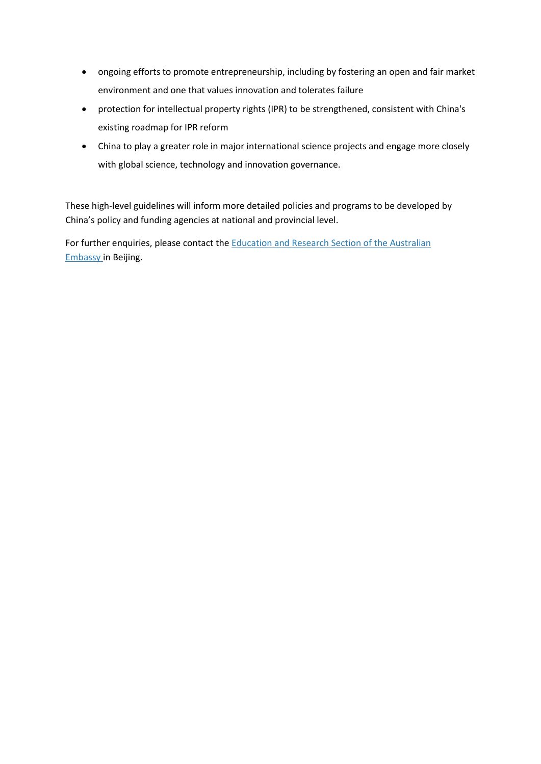- ongoing efforts to promote entrepreneurship, including by fostering an open and fair market environment and one that values innovation and tolerates failure
- protection for intellectual property rights (IPR) to be strengthened, consistent with China's existing roadmap for IPR reform
- China to play a greater role in major international science projects and engage more closely with global science, technology and innovation governance.

These high-level guidelines will inform more detailed policies and programs to be developed by China's policy and funding agencies at national and provincial level.

For further enquiries, please contact the Education and Research Section of the Australian Embassy in Beijing.